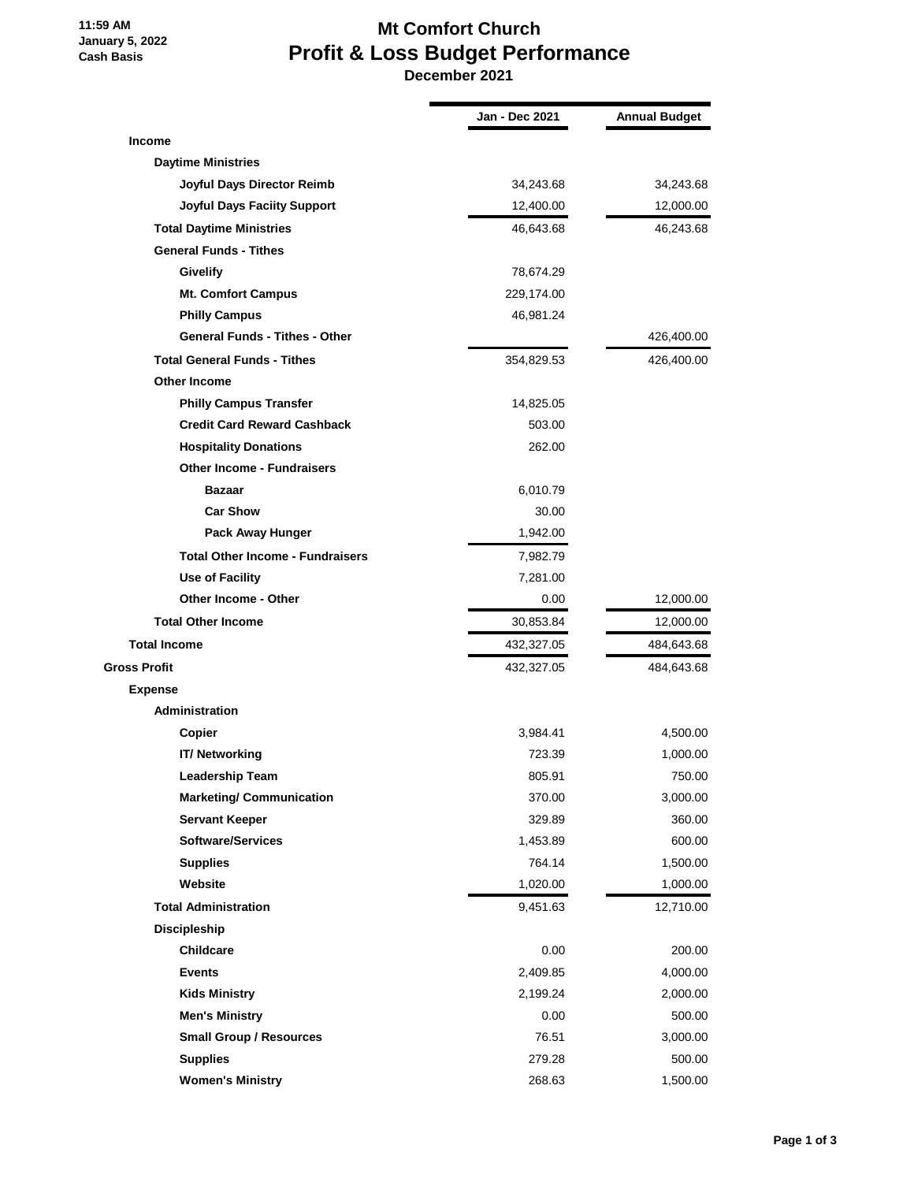11:59 AM
January 5, 2022
Cash Basis

# Mt Comfort Church
## Profit & Loss Budget Performance
### December 2021

| | Jan - Dec 2021 | Annual Budget |
|---|---|---|
| **Income** | | |
| **Daytime Ministries** | | |
| **Joyful Days Director Reimb** | 34,243.68 | 34,243.68 |
| **Joyful Days Faciity Support** | 12,400.00 | 12,000.00 |
| **Total Daytime Ministries** | 46,643.68 | 46,243.68 |
| **General Funds - Tithes** | | |
| **Givelify** | 78,674.29 | |
| **Mt. Comfort Campus** | 229,174.00 | |
| **Philly Campus** | 46,981.24 | |
| **General Funds - Tithes - Other** | | 426,400.00 |
| **Total General Funds - Tithes** | 354,829.53 | 426,400.00 |
| **Other Income** | | |
| **Philly Campus Transfer** | 14,825.05 | |
| **Credit Card Reward Cashback** | 503.00 | |
| **Hospitality Donations** | 262.00 | |
| **Other Income - Fundraisers** | | |
| **Bazaar** | 6,010.79 | |
| **Car Show** | 30.00 | |
| **Pack Away Hunger** | 1,942.00 | |
| **Total Other Income - Fundraisers** | 7,982.79 | |
| **Use of Facility** | 7,281.00 | |
| **Other Income - Other** | 0.00 | 12,000.00 |
| **Total Other Income** | 30,853.84 | 12,000.00 |
| **Total Income** | 432,327.05 | 484,643.68 |
| **Gross Profit** | 432,327.05 | 484,643.68 |
| **Expense** | | |
| **Administration** | | |
| **Copier** | 3,984.41 | 4,500.00 |
| **IT/ Networking** | 723.39 | 1,000.00 |
| **Leadership Team** | 805.91 | 750.00 |
| **Marketing/ Communication** | 370.00 | 3,000.00 |
| **Servant Keeper** | 329.89 | 360.00 |
| **Software/Services** | 1,453.89 | 600.00 |
| **Supplies** | 764.14 | 1,500.00 |
| **Website** | 1,020.00 | 1,000.00 |
| **Total Administration** | 9,451.63 | 12,710.00 |
| **Discipleship** | | |
| **Childcare** | 0.00 | 200.00 |
| **Events** | 2,409.85 | 4,000.00 |
| **Kids Ministry** | 2,199.24 | 2,000.00 |
| **Men's Ministry** | 0.00 | 500.00 |
| **Small Group / Resources** | 76.51 | 3,000.00 |
| **Supplies** | 279.28 | 500.00 |
| **Women's Ministry** | 268.63 | 1,500.00 |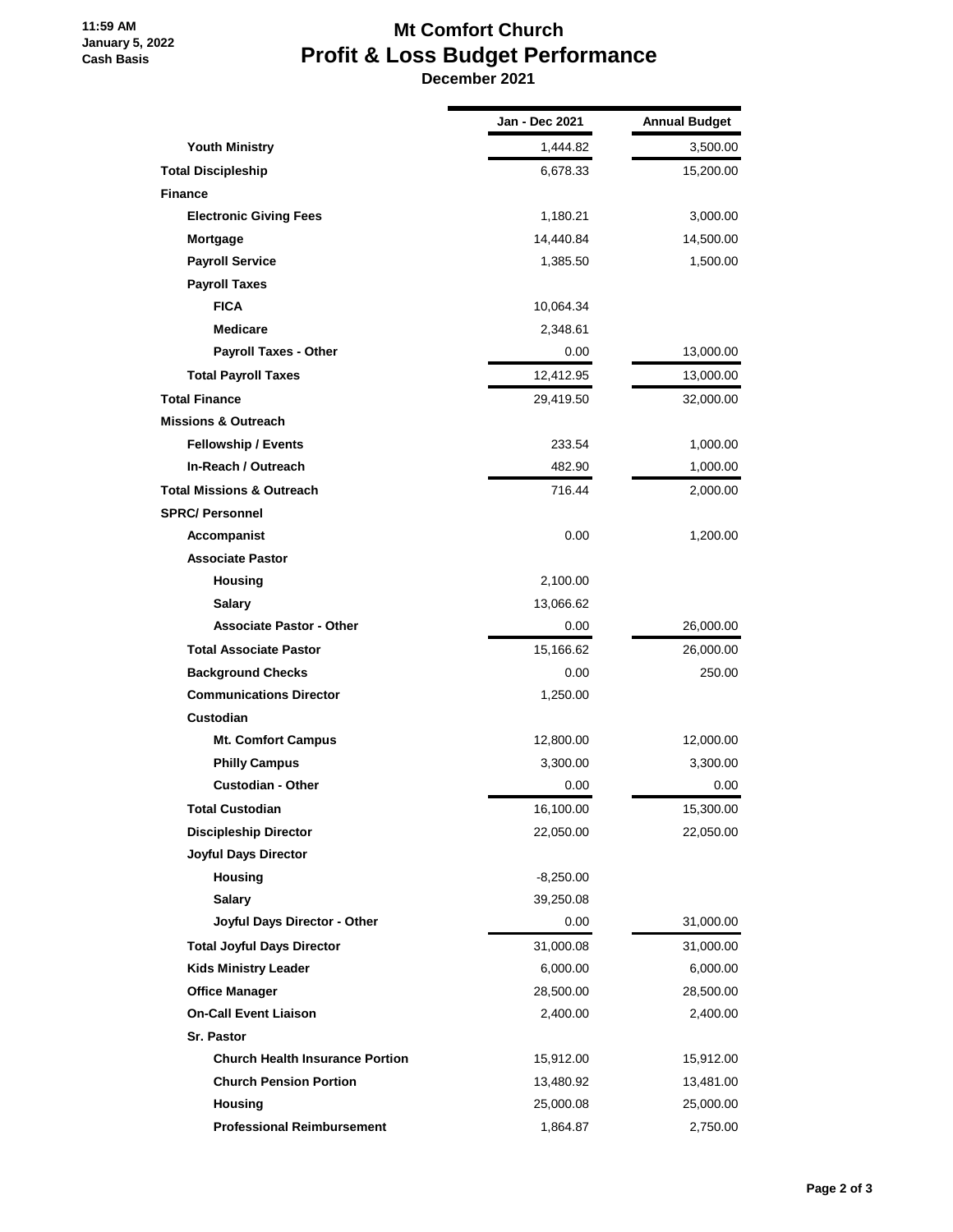# Mt Comfort Church

## Profit & Loss Budget Performance

**December 2021**

11:59 AM
January 5, 2022
Cash Basis

| | Jan - Dec 2021 | Annual Budget |
|---|---|---|
| Youth Ministry | 1,444.82 | 3,500.00 |
| Total Discipleship | 6,678.33 | 15,200.00 |
| Finance | | |
| Electronic Giving Fees | 1,180.21 | 3,000.00 |
| Mortgage | 14,440.84 | 14,500.00 |
| Payroll Service | 1,385.50 | 1,500.00 |
| Payroll Taxes | | |
| FICA | 10,064.34 | |
| Medicare | 2,348.61 | |
| Payroll Taxes - Other | 0.00 | 13,000.00 |
| Total Payroll Taxes | 12,412.95 | 13,000.00 |
| Total Finance | 29,419.50 | 32,000.00 |
| Missions & Outreach | | |
| Fellowship / Events | 233.54 | 1,000.00 |
| In-Reach / Outreach | 482.90 | 1,000.00 |
| Total Missions & Outreach | 716.44 | 2,000.00 |
| SPRC/ Personnel | | |
| Accompanist | 0.00 | 1,200.00 |
| Associate Pastor | | |
| Housing | 2,100.00 | |
| Salary | 13,066.62 | |
| Associate Pastor - Other | 0.00 | 26,000.00 |
| Total Associate Pastor | 15,166.62 | 26,000.00 |
| Background Checks | 0.00 | 250.00 |
| Communications Director | 1,250.00 | |
| Custodian | | |
| Mt. Comfort Campus | 12,800.00 | 12,000.00 |
| Philly Campus | 3,300.00 | 3,300.00 |
| Custodian - Other | 0.00 | 0.00 |
| Total Custodian | 16,100.00 | 15,300.00 |
| Discipleship Director | 22,050.00 | 22,050.00 |
| Joyful Days Director | | |
| Housing | -8,250.00 | |
| Salary | 39,250.08 | |
| Joyful Days Director - Other | 0.00 | 31,000.00 |
| Total Joyful Days Director | 31,000.08 | 31,000.00 |
| Kids Ministry Leader | 6,000.00 | 6,000.00 |
| Office Manager | 28,500.00 | 28,500.00 |
| On-Call Event Liaison | 2,400.00 | 2,400.00 |
| Sr. Pastor | | |
| Church Health Insurance Portion | 15,912.00 | 15,912.00 |
| Church Pension Portion | 13,480.92 | 13,481.00 |
| Housing | 25,000.08 | 25,000.00 |
| Professional Reimbursement | 1,864.87 | 2,750.00 |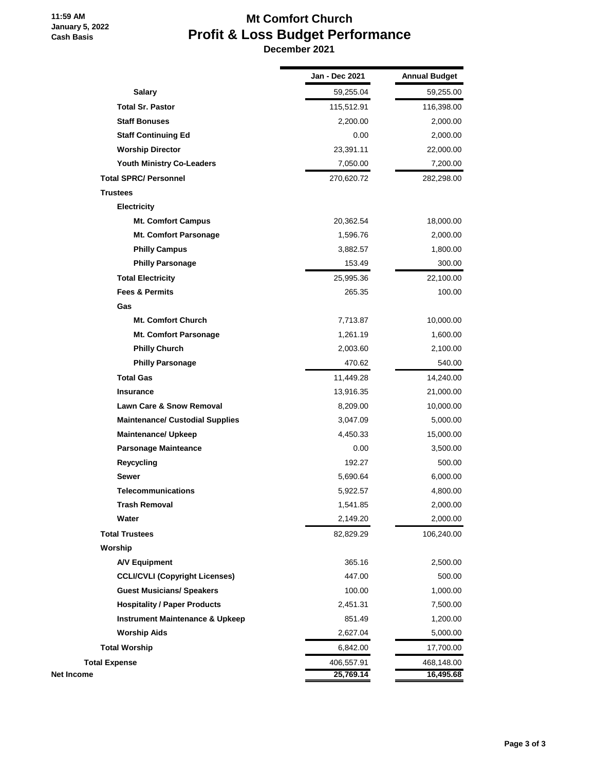11:59 AM
January 5, 2022
Cash Basis

# Mt Comfort Church
## Profit & Loss Budget Performance
### December 2021

| | Jan - Dec 2021 | Annual Budget |
|---|---|---|
| **Salary** | 59,255.04 | 59,255.00 |
| **Total Sr. Pastor** | 115,512.91 | 116,398.00 |
| **Staff Bonuses** | 2,200.00 | 2,000.00 |
| **Staff Continuing Ed** | 0.00 | 2,000.00 |
| **Worship Director** | 23,391.11 | 22,000.00 |
| **Youth Ministry Co-Leaders** | 7,050.00 | 7,200.00 |
| **Total SPRC/ Personnel** | 270,620.72 | 282,298.00 |
| **Trustees** | | |
| **Electricity** | | |
| **Mt. Comfort Campus** | 20,362.54 | 18,000.00 |
| **Mt. Comfort Parsonage** | 1,596.76 | 2,000.00 |
| **Philly Campus** | 3,882.57 | 1,800.00 |
| **Philly Parsonage** | 153.49 | 300.00 |
| **Total Electricity** | 25,995.36 | 22,100.00 |
| **Fees & Permits** | 265.35 | 100.00 |
| **Gas** | | |
| **Mt. Comfort Church** | 7,713.87 | 10,000.00 |
| **Mt. Comfort Parsonage** | 1,261.19 | 1,600.00 |
| **Philly Church** | 2,003.60 | 2,100.00 |
| **Philly Parsonage** | 470.62 | 540.00 |
| **Total Gas** | 11,449.28 | 14,240.00 |
| **Insurance** | 13,916.35 | 21,000.00 |
| **Lawn Care & Snow Removal** | 8,209.00 | 10,000.00 |
| **Maintenance/ Custodial Supplies** | 3,047.09 | 5,000.00 |
| **Maintenance/ Upkeep** | 4,450.33 | 15,000.00 |
| **Parsonage Mainteance** | 0.00 | 3,500.00 |
| **Reycycling** | 192.27 | 500.00 |
| **Sewer** | 5,690.64 | 6,000.00 |
| **Telecommunications** | 5,922.57 | 4,800.00 |
| **Trash Removal** | 1,541.85 | 2,000.00 |
| **Water** | 2,149.20 | 2,000.00 |
| **Total Trustees** | 82,829.29 | 106,240.00 |
| **Worship** | | |
| **A/V Equipment** | 365.16 | 2,500.00 |
| **CCLI/CVLI (Copyright Licenses)** | 447.00 | 500.00 |
| **Guest Musicians/ Speakers** | 100.00 | 1,000.00 |
| **Hospitality / Paper Products** | 2,451.31 | 7,500.00 |
| **Instrument Maintenance & Upkeep** | 851.49 | 1,200.00 |
| **Worship Aids** | 2,627.04 | 5,000.00 |
| **Total Worship** | 6,842.00 | 17,700.00 |
| **Total Expense** | 406,557.91 | 468,148.00 |
| **Net Income** | **25,769.14** | **16,495.68** |